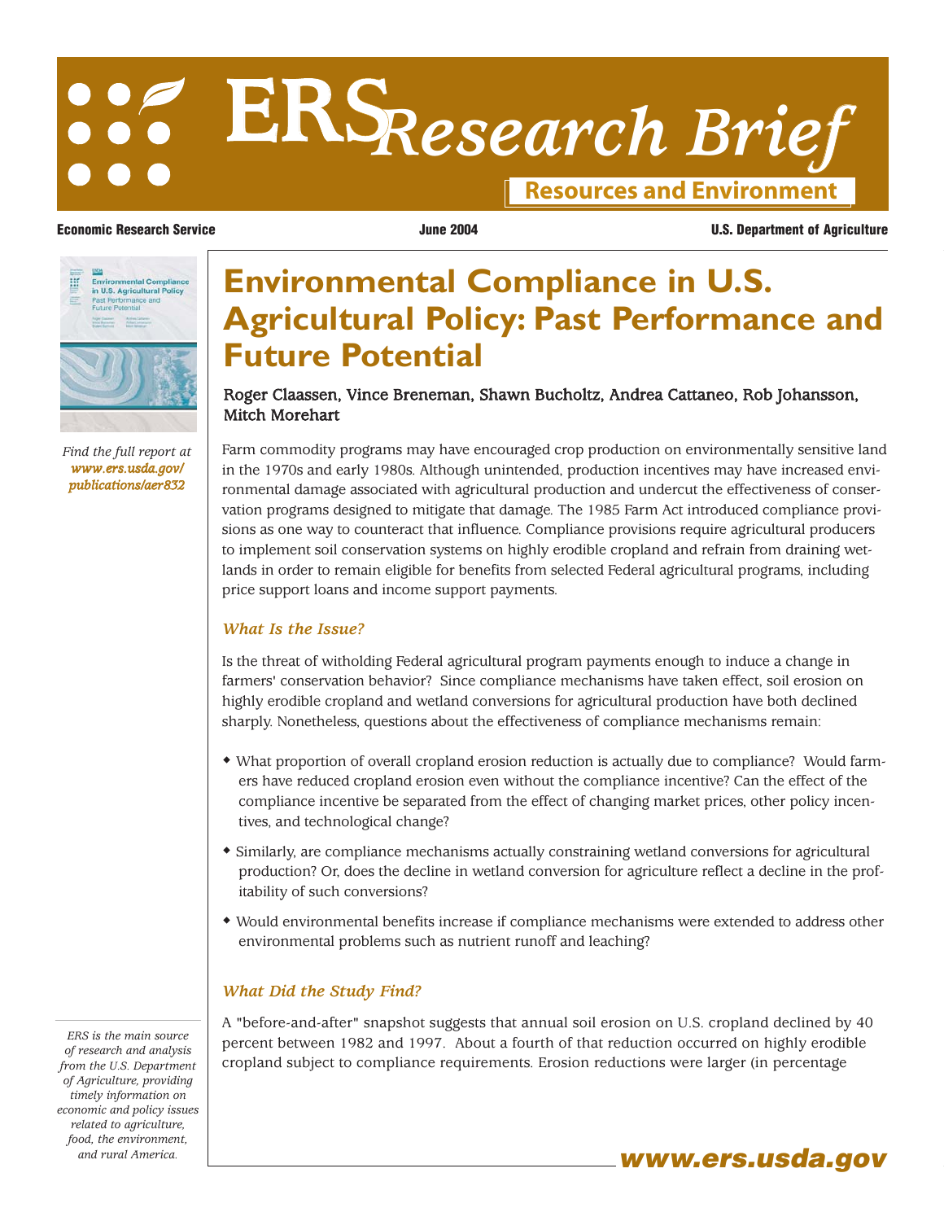# ERS Research Brief

**Resources and Environment**

**Economic Research Service** | **June 2004** | **U.S. Department of Agriculture**

# Environmental Compliance in U.S. Agricultural Policy: Past Performance and Future Potential

Roger Claassen, Vince Breneman, Shawn Bucholtz, Andrea Cattaneo, Rob Johansson, Mitch Morehart

*Find the full report at www.ers.usda.gov/publications/aer832*

Farm commodity programs may have encouraged crop production on environmentally sensitive land in the 1970s and early 1980s. Although unintended, production incentives may have increased environmental damage associated with agricultural production and undercut the effectiveness of conservation programs designed to mitigate that damage. The 1985 Farm Act introduced compliance provisions as one way to counteract that influence. Compliance provisions require agricultural producers to implement soil conservation systems on highly erodible cropland and refrain from draining wetlands in order to remain eligible for benefits from selected Federal agricultural programs, including price support loans and income support payments.

## *What Is the Issue?*

Is the threat of witholding Federal agricultural program payments enough to induce a change in farmers' conservation behavior? Since compliance mechanisms have taken effect, soil erosion on highly erodible cropland and wetland conversions for agricultural production have both declined sharply. Nonetheless, questions about the effectiveness of compliance mechanisms remain:

- What proportion of overall cropland erosion reduction is actually due to compliance? Would farmers have reduced cropland erosion even without the compliance incentive? Can the effect of the compliance incentive be separated from the effect of changing market prices, other policy incentives, and technological change?
- Similarly, are compliance mechanisms actually constraining wetland conversions for agricultural production? Or, does the decline in wetland conversion for agriculture reflect a decline in the profitability of such conversions?
- Would environmental benefits increase if compliance mechanisms were extended to address other environmental problems such as nutrient runoff and leaching?

## *What Did the Study Find?*

A "before-and-after" snapshot suggests that annual soil erosion on U.S. cropland declined by 40 percent between 1982 and 1997. About a fourth of that reduction occurred on highly erodible cropland subject to compliance requirements. Erosion reductions were larger (in percentage

*ERS is the main source of research and analysis from the U.S. Department of Agriculture, providing timely information on economic and policy issues related to agriculture, food, the environment, and rural America.*

**www.ers.usda.gov**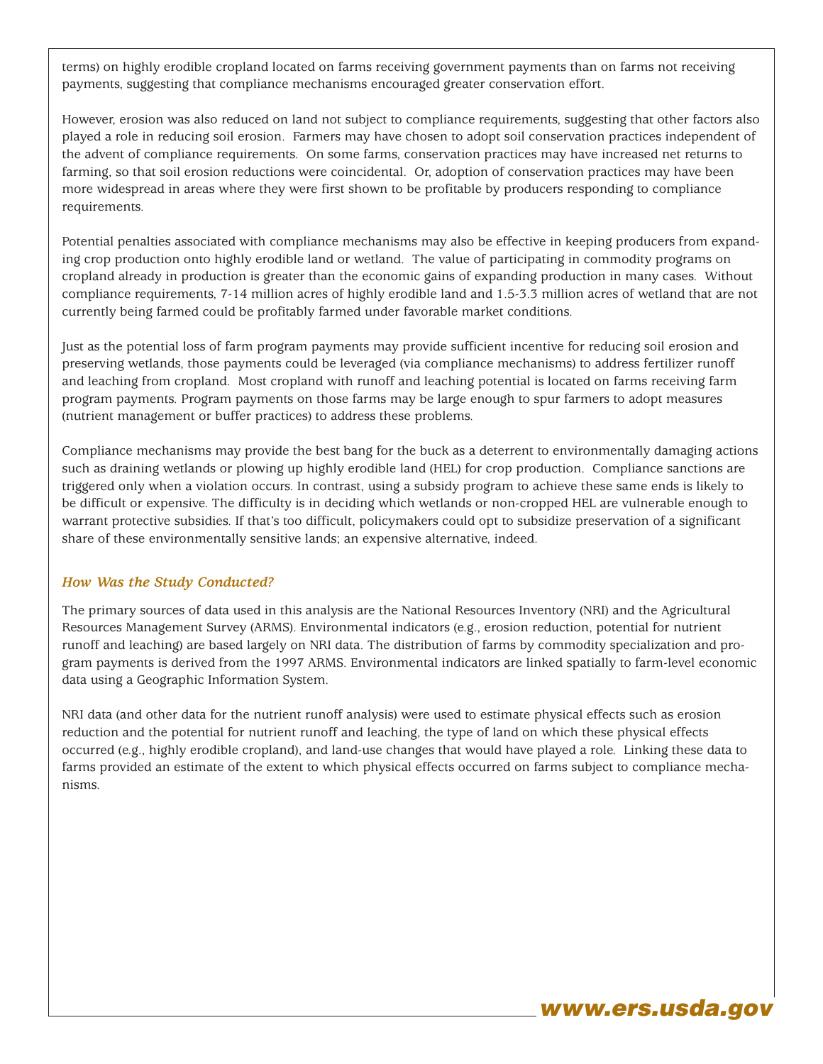terms) on highly erodible cropland located on farms receiving government payments than on farms not receiving payments, suggesting that compliance mechanisms encouraged greater conservation effort.

However, erosion was also reduced on land not subject to compliance requirements, suggesting that other factors also played a role in reducing soil erosion. Farmers may have chosen to adopt soil conservation practices independent of the advent of compliance requirements. On some farms, conservation practices may have increased net returns to farming, so that soil erosion reductions were coincidental. Or, adoption of conservation practices may have been more widespread in areas where they were first shown to be profitable by producers responding to compliance requirements.

Potential penalties associated with compliance mechanisms may also be effective in keeping producers from expanding crop production onto highly erodible land or wetland. The value of participating in commodity programs on cropland already in production is greater than the economic gains of expanding production in many cases. Without compliance requirements, 7-14 million acres of highly erodible land and 1.5-3.3 million acres of wetland that are not currently being farmed could be profitably farmed under favorable market conditions.

Just as the potential loss of farm program payments may provide sufficient incentive for reducing soil erosion and preserving wetlands, those payments could be leveraged (via compliance mechanisms) to address fertilizer runoff and leaching from cropland. Most cropland with runoff and leaching potential is located on farms receiving farm program payments. Program payments on those farms may be large enough to spur farmers to adopt measures (nutrient management or buffer practices) to address these problems.

Compliance mechanisms may provide the best bang for the buck as a deterrent to environmentally damaging actions such as draining wetlands or plowing up highly erodible land (HEL) for crop production. Compliance sanctions are triggered only when a violation occurs. In contrast, using a subsidy program to achieve these same ends is likely to be difficult or expensive. The difficulty is in deciding which wetlands or non-cropped HEL are vulnerable enough to warrant protective subsidies. If that's too difficult, policymakers could opt to subsidize preservation of a significant share of these environmentally sensitive lands; an expensive alternative, indeed.

### *How Was the Study Conducted?*

The primary sources of data used in this analysis are the National Resources Inventory (NRI) and the Agricultural Resources Management Survey (ARMS). Environmental indicators (e.g., erosion reduction, potential for nutrient runoff and leaching) are based largely on NRI data. The distribution of farms by commodity specialization and program payments is derived from the 1997 ARMS. Environmental indicators are linked spatially to farm-level economic data using a Geographic Information System.

NRI data (and other data for the nutrient runoff analysis) were used to estimate physical effects such as erosion reduction and the potential for nutrient runoff and leaching, the type of land on which these physical effects occurred (e.g., highly erodible cropland), and land-use changes that would have played a role. Linking these data to farms provided an estimate of the extent to which physical effects occurred on farms subject to compliance mechanisms.

**www.ers.usda.gov**